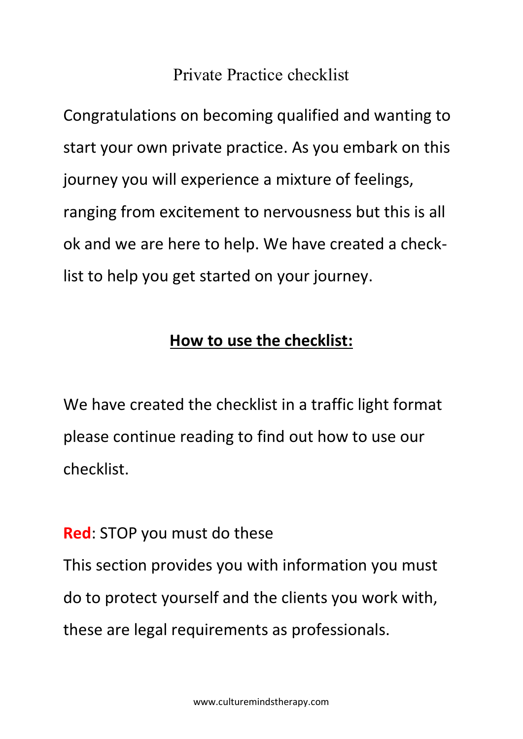# Private Practice checklist

Congratulations on becoming qualified and wanting to start your own private practice. As you embark on this journey you will experience a mixture of feelings, ranging from excitement to nervousness but this is all ok and we are here to help. We have created a check-list to help you get started on your journey.

## **How to use the checklist:**

We have created the checklist in a traffic light format please continue reading to find out how to use our checklist.

**Red**: STOP you must do these

This section provides you with information you must do to protect yourself and the clients you work with, these are legal requirements as professionals.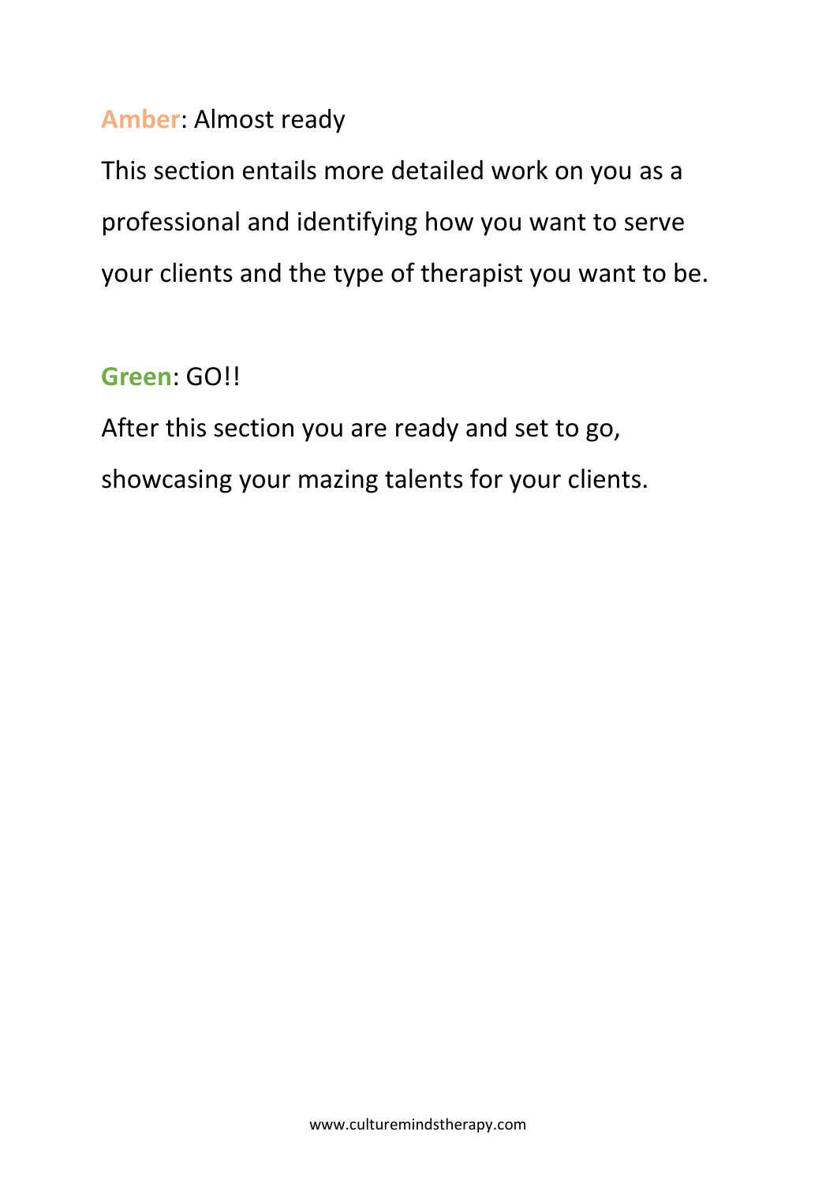**Amber**: Almost ready

This section entails more detailed work on you as a professional and identifying how you want to serve your clients and the type of therapist you want to be.

**Green**: GO!!

After this section you are ready and set to go, showcasing your mazing talents for your clients.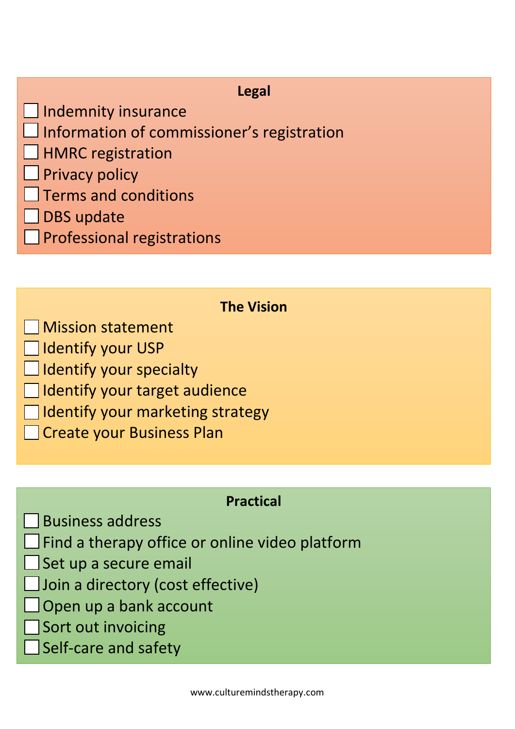### Legal

- [ ] Indemnity insurance
- [ ] Information of commissioner's registration
- [ ] HMRC registration
- [ ] Privacy policy
- [ ] Terms and conditions
- [ ] DBS update
- [ ] Professional registrations

### The Vision

- [ ] Mission statement
- [ ] Identify your USP
- [ ] Identify your specialty
- [ ] Identify your target audience
- [ ] Identify your marketing strategy
- [ ] Create your Business Plan

### Practical

- [ ] Business address
- [ ] Find a therapy office or online video platform
- [ ] Set up a secure email
- [ ] Join a directory (cost effective)
- [ ] Open up a bank account
- [ ] Sort out invoicing
- [ ] Self-care and safety

www.culturemindstherapy.com